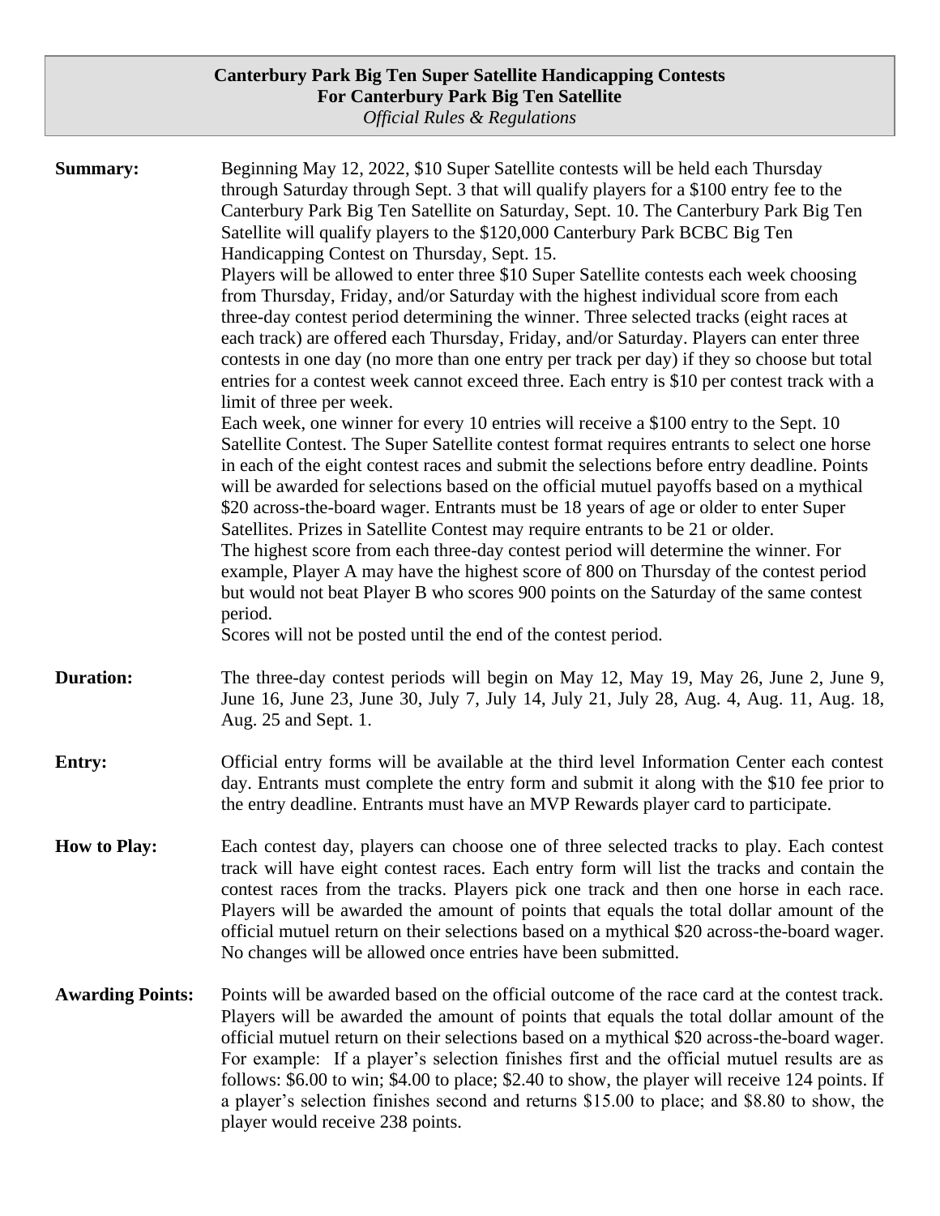# Canterbury Park Big Ten Super Satellite Handicapping Contests
## For Canterbury Park Big Ten Satellite
*Official Rules & Regulations*

**Summary:** Beginning May 12, 2022, $10 Super Satellite contests will be held each Thursday through Saturday through Sept. 3 that will qualify players for a $100 entry fee to the Canterbury Park Big Ten Satellite on Saturday, Sept. 10. The Canterbury Park Big Ten Satellite will qualify players to the $120,000 Canterbury Park BCBC Big Ten Handicapping Contest on Thursday, Sept. 15.

Players will be allowed to enter three $10 Super Satellite contests each week choosing from Thursday, Friday, and/or Saturday with the highest individual score from each three-day contest period determining the winner. Three selected tracks (eight races at each track) are offered each Thursday, Friday, and/or Saturday. Players can enter three contests in one day (no more than one entry per track per day) if they so choose but total entries for a contest week cannot exceed three. Each entry is $10 per contest track with a limit of three per week.

Each week, one winner for every 10 entries will receive a $100 entry to the Sept. 10 Satellite Contest. The Super Satellite contest format requires entrants to select one horse in each of the eight contest races and submit the selections before entry deadline. Points will be awarded for selections based on the official mutuel payoffs based on a mythical $20 across-the-board wager. Entrants must be 18 years of age or older to enter Super Satellites. Prizes in Satellite Contest may require entrants to be 21 or older.

The highest score from each three-day contest period will determine the winner. For example, Player A may have the highest score of 800 on Thursday of the contest period but would not beat Player B who scores 900 points on the Saturday of the same contest period.

Scores will not be posted until the end of the contest period.

**Duration:** The three-day contest periods will begin on May 12, May 19, May 26, June 2, June 9, June 16, June 23, June 30, July 7, July 14, July 21, July 28, Aug. 4, Aug. 11, Aug. 18, Aug. 25 and Sept. 1.

**Entry:** Official entry forms will be available at the third level Information Center each contest day. Entrants must complete the entry form and submit it along with the $10 fee prior to the entry deadline. Entrants must have an MVP Rewards player card to participate.

**How to Play:** Each contest day, players can choose one of three selected tracks to play. Each contest track will have eight contest races. Each entry form will list the tracks and contain the contest races from the tracks. Players pick one track and then one horse in each race. Players will be awarded the amount of points that equals the total dollar amount of the official mutuel return on their selections based on a mythical $20 across-the-board wager. No changes will be allowed once entries have been submitted.

**Awarding Points:** Points will be awarded based on the official outcome of the race card at the contest track. Players will be awarded the amount of points that equals the total dollar amount of the official mutuel return on their selections based on a mythical $20 across-the-board wager. For example: If a player's selection finishes first and the official mutuel results are as follows: $6.00 to win; $4.00 to place; $2.40 to show, the player will receive 124 points. If a player's selection finishes second and returns $15.00 to place; and $8.80 to show, the player would receive 238 points.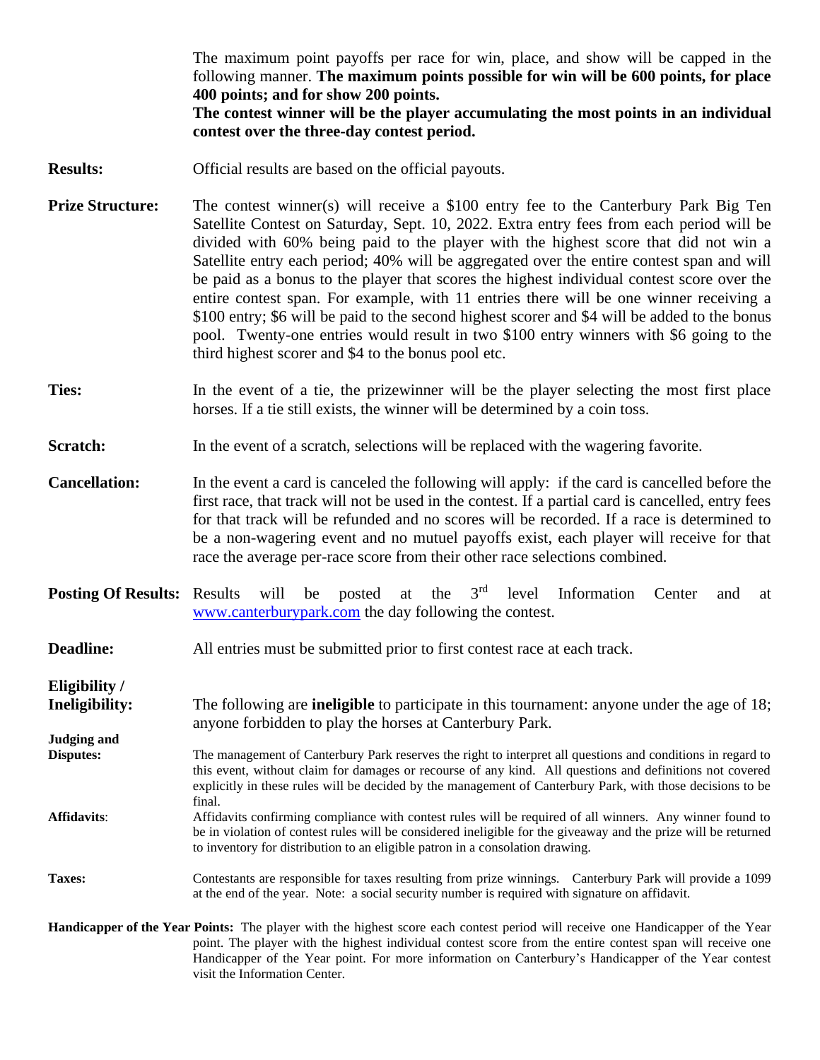The maximum point payoffs per race for win, place, and show will be capped in the following manner. **The maximum points possible for win will be 600 points, for place 400 points; and for show 200 points.**
**The contest winner will be the player accumulating the most points in an individual contest over the three-day contest period.**

**Results:** Official results are based on the official payouts.

**Prize Structure:** The contest winner(s) will receive a $100 entry fee to the Canterbury Park Big Ten Satellite Contest on Saturday, Sept. 10, 2022. Extra entry fees from each period will be divided with 60% being paid to the player with the highest score that did not win a Satellite entry each period; 40% will be aggregated over the entire contest span and will be paid as a bonus to the player that scores the highest individual contest score over the entire contest span. For example, with 11 entries there will be one winner receiving a $100 entry; $6 will be paid to the second highest scorer and $4 will be added to the bonus pool. Twenty-one entries would result in two $100 entry winners with $6 going to the third highest scorer and $4 to the bonus pool etc.

**Ties:** In the event of a tie, the prizewinner will be the player selecting the most first place horses. If a tie still exists, the winner will be determined by a coin toss.

**Scratch:** In the event of a scratch, selections will be replaced with the wagering favorite.

**Cancellation:** In the event a card is canceled the following will apply: if the card is cancelled before the first race, that track will not be used in the contest. If a partial card is cancelled, entry fees for that track will be refunded and no scores will be recorded. If a race is determined to be a non-wagering event and no mutuel payoffs exist, each player will receive for that race the average per-race score from their other race selections combined.

**Posting Of Results:** Results will be posted at the 3rd level Information Center and at www.canterburypark.com the day following the contest.

**Deadline:** All entries must be submitted prior to first contest race at each track.

**Eligibility / Ineligibility:** The following are **ineligible** to participate in this tournament: anyone under the age of 18; anyone forbidden to play the horses at Canterbury Park.

**Judging and Disputes:** The management of Canterbury Park reserves the right to interpret all questions and conditions in regard to this event, without claim for damages or recourse of any kind. All questions and definitions not covered explicitly in these rules will be decided by the management of Canterbury Park, with those decisions to be final.

**Affidavits**: Affidavits confirming compliance with contest rules will be required of all winners. Any winner found to be in violation of contest rules will be considered ineligible for the giveaway and the prize will be returned to inventory for distribution to an eligible patron in a consolation drawing.

**Taxes:** Contestants are responsible for taxes resulting from prize winnings. Canterbury Park will provide a 1099 at the end of the year. Note: a social security number is required with signature on affidavit.

**Handicapper of the Year Points:** The player with the highest score each contest period will receive one Handicapper of the Year point. The player with the highest individual contest score from the entire contest span will receive one Handicapper of the Year point. For more information on Canterbury's Handicapper of the Year contest visit the Information Center.